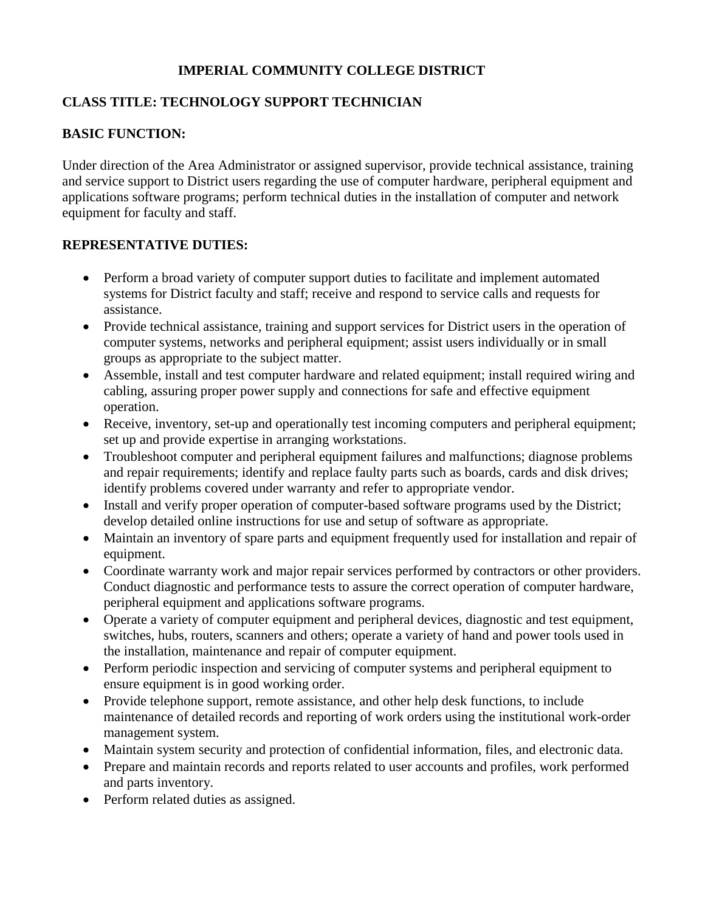# IMPERIAL COMMUNITY COLLEGE DISTRICT

## CLASS TITLE: TECHNOLOGY SUPPORT TECHNICIAN

## BASIC FUNCTION:

Under direction of the Area Administrator or assigned supervisor, provide technical assistance, training and service support to District users regarding the use of computer hardware, peripheral equipment and applications software programs; perform technical duties in the installation of computer and network equipment for faculty and staff.

## REPRESENTATIVE DUTIES:

- Perform a broad variety of computer support duties to facilitate and implement automated systems for District faculty and staff; receive and respond to service calls and requests for assistance.
- Provide technical assistance, training and support services for District users in the operation of computer systems, networks and peripheral equipment; assist users individually or in small groups as appropriate to the subject matter.
- Assemble, install and test computer hardware and related equipment; install required wiring and cabling, assuring proper power supply and connections for safe and effective equipment operation.
- Receive, inventory, set-up and operationally test incoming computers and peripheral equipment; set up and provide expertise in arranging workstations.
- Troubleshoot computer and peripheral equipment failures and malfunctions; diagnose problems and repair requirements; identify and replace faulty parts such as boards, cards and disk drives; identify problems covered under warranty and refer to appropriate vendor.
- Install and verify proper operation of computer-based software programs used by the District; develop detailed online instructions for use and setup of software as appropriate.
- Maintain an inventory of spare parts and equipment frequently used for installation and repair of equipment.
- Coordinate warranty work and major repair services performed by contractors or other providers. Conduct diagnostic and performance tests to assure the correct operation of computer hardware, peripheral equipment and applications software programs.
- Operate a variety of computer equipment and peripheral devices, diagnostic and test equipment, switches, hubs, routers, scanners and others; operate a variety of hand and power tools used in the installation, maintenance and repair of computer equipment.
- Perform periodic inspection and servicing of computer systems and peripheral equipment to ensure equipment is in good working order.
- Provide telephone support, remote assistance, and other help desk functions, to include maintenance of detailed records and reporting of work orders using the institutional work-order management system.
- Maintain system security and protection of confidential information, files, and electronic data.
- Prepare and maintain records and reports related to user accounts and profiles, work performed and parts inventory.
- Perform related duties as assigned.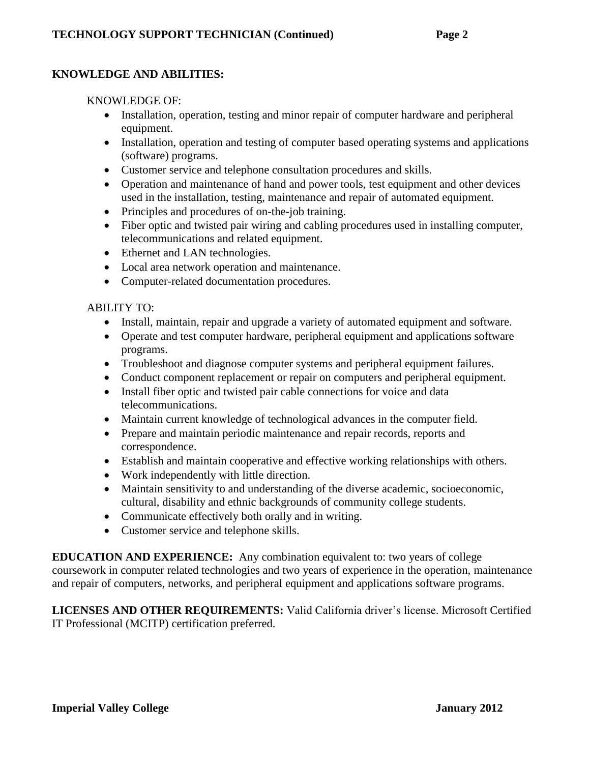## KNOWLEDGE AND ABILITIES:

KNOWLEDGE OF:

- Installation, operation, testing and minor repair of computer hardware and peripheral equipment.
- Installation, operation and testing of computer based operating systems and applications (software) programs.
- Customer service and telephone consultation procedures and skills.
- Operation and maintenance of hand and power tools, test equipment and other devices used in the installation, testing, maintenance and repair of automated equipment.
- Principles and procedures of on-the-job training.
- Fiber optic and twisted pair wiring and cabling procedures used in installing computer, telecommunications and related equipment.
- Ethernet and LAN technologies.
- Local area network operation and maintenance.
- Computer-related documentation procedures.

ABILITY TO:

- Install, maintain, repair and upgrade a variety of automated equipment and software.
- Operate and test computer hardware, peripheral equipment and applications software programs.
- Troubleshoot and diagnose computer systems and peripheral equipment failures.
- Conduct component replacement or repair on computers and peripheral equipment.
- Install fiber optic and twisted pair cable connections for voice and data telecommunications.
- Maintain current knowledge of technological advances in the computer field.
- Prepare and maintain periodic maintenance and repair records, reports and correspondence.
- Establish and maintain cooperative and effective working relationships with others.
- Work independently with little direction.
- Maintain sensitivity to and understanding of the diverse academic, socioeconomic, cultural, disability and ethnic backgrounds of community college students.
- Communicate effectively both orally and in writing.
- Customer service and telephone skills.

**EDUCATION AND EXPERIENCE:** Any combination equivalent to: two years of college coursework in computer related technologies and two years of experience in the operation, maintenance and repair of computers, networks, and peripheral equipment and applications software programs.

**LICENSES AND OTHER REQUIREMENTS:** Valid California driver's license. Microsoft Certified IT Professional (MCITP) certification preferred.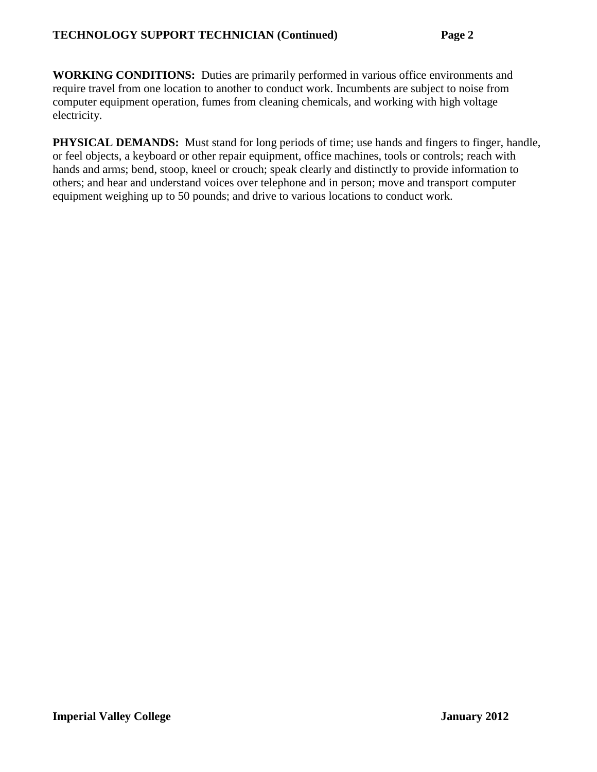**WORKING CONDITIONS:** Duties are primarily performed in various office environments and require travel from one location to another to conduct work. Incumbents are subject to noise from computer equipment operation, fumes from cleaning chemicals, and working with high voltage electricity.

**PHYSICAL DEMANDS:** Must stand for long periods of time; use hands and fingers to finger, handle, or feel objects, a keyboard or other repair equipment, office machines, tools or controls; reach with hands and arms; bend, stoop, kneel or crouch; speak clearly and distinctly to provide information to others; and hear and understand voices over telephone and in person; move and transport computer equipment weighing up to 50 pounds; and drive to various locations to conduct work.